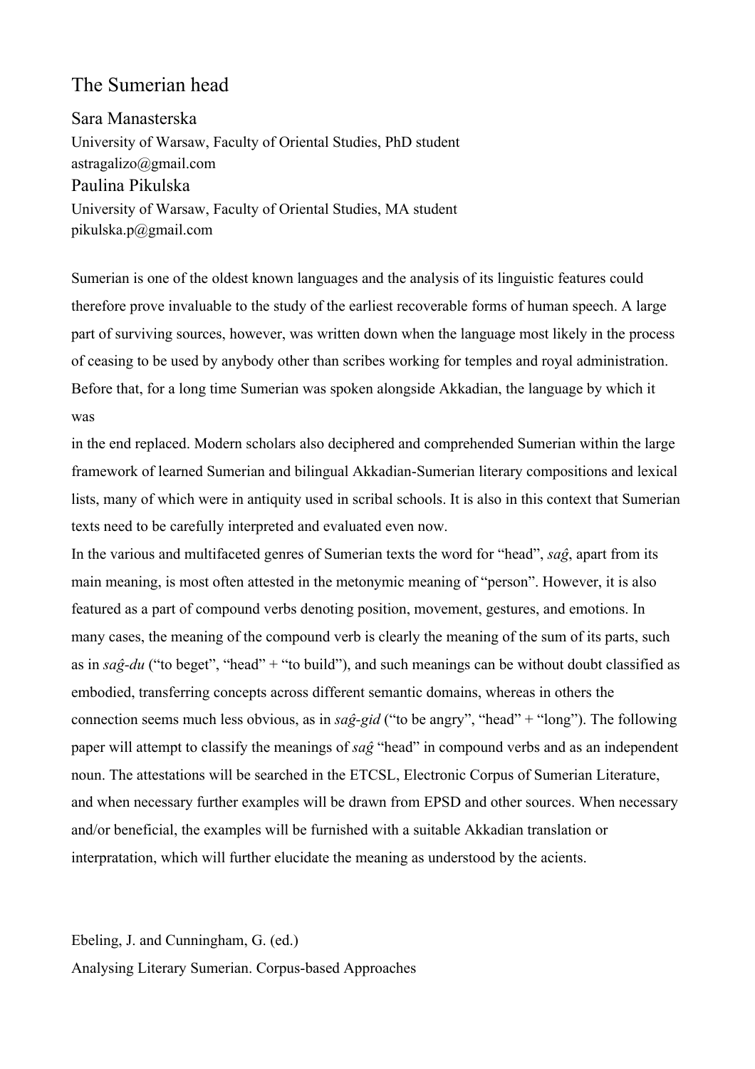# The Sumerian head

Sara Manasterska
University of Warsaw, Faculty of Oriental Studies, PhD student
astragalizo@gmail.com

Paulina Pikulska
University of Warsaw, Faculty of Oriental Studies, MA student
pikulska.p@gmail.com

Sumerian is one of the oldest known languages and the analysis of its linguistic features could therefore prove invaluable to the study of the earliest recoverable forms of human speech. A large part of surviving sources, however, was written down when the language most likely in the process of ceasing to be used by anybody other than scribes working for temples and royal administration. Before that, for a long time Sumerian was spoken alongside Akkadian, the language by which it was in the end replaced. Modern scholars also deciphered and comprehended Sumerian within the large framework of learned Sumerian and bilingual Akkadian-Sumerian literary compositions and lexical lists, many of which were in antiquity used in scribal schools. It is also in this context that Sumerian texts need to be carefully interpreted and evaluated even now.

In the various and multifaceted genres of Sumerian texts the word for "head", *saĝ*, apart from its main meaning, is most often attested in the metonymic meaning of "person". However, it is also featured as a part of compound verbs denoting position, movement, gestures, and emotions. In many cases, the meaning of the compound verb is clearly the meaning of the sum of its parts, such as in *saĝ-du* ("to beget", "head" + "to build"), and such meanings can be without doubt classified as embodied, transferring concepts across different semantic domains, whereas in others the connection seems much less obvious, as in *saĝ-gid* ("to be angry", "head" + "long"). The following paper will attempt to classify the meanings of *saĝ* "head" in compound verbs and as an independent noun. The attestations will be searched in the ETCSL, Electronic Corpus of Sumerian Literature, and when necessary further examples will be drawn from EPSD and other sources. When necessary and/or beneficial, the examples will be furnished with a suitable Akkadian translation or interpratation, which will further elucidate the meaning as understood by the acients.

Ebeling, J. and Cunningham, G. (ed.)
Analysing Literary Sumerian. Corpus-based Approaches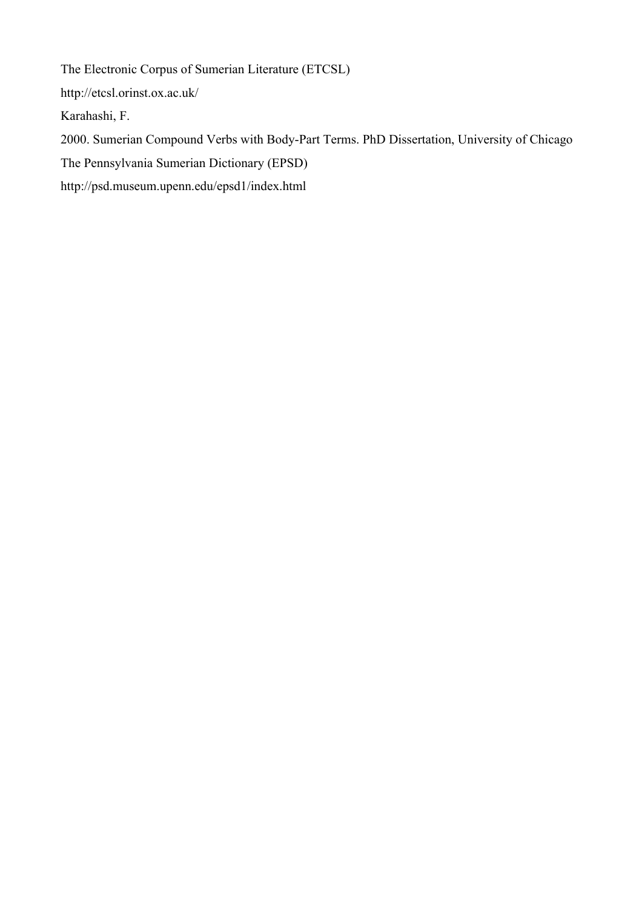The Electronic Corpus of Sumerian Literature (ETCSL)

http://etcsl.orinst.ox.ac.uk/

Karahashi, F.

2000. Sumerian Compound Verbs with Body-Part Terms. PhD Dissertation, University of Chicago

The Pennsylvania Sumerian Dictionary (EPSD)

http://psd.museum.upenn.edu/epsd1/index.html